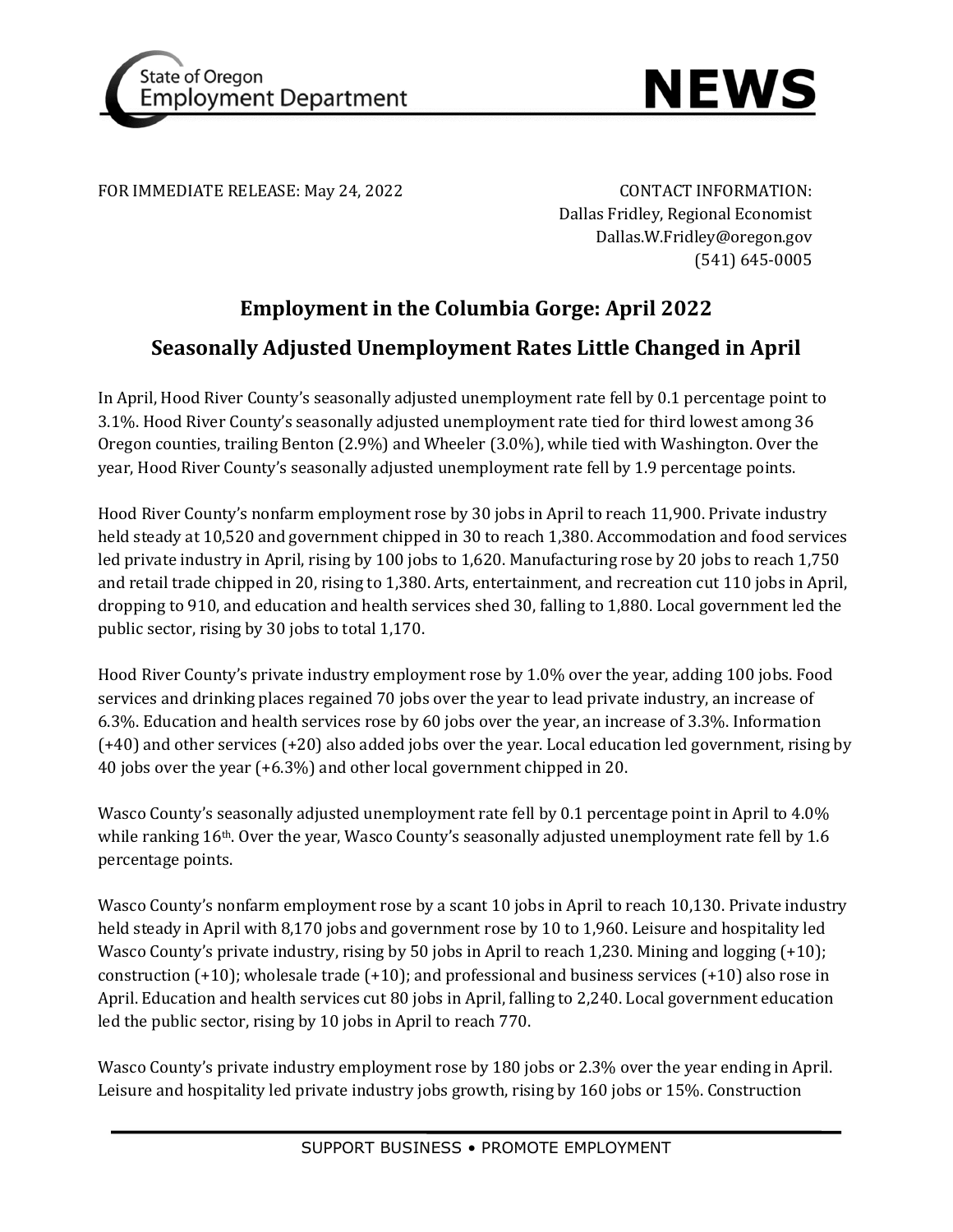State of Oregon Employment Department

**NEWS**

FOR IMMEDIATE RELEASE: May 24, 2022

CONTACT INFORMATION:
Dallas Fridley, Regional Economist
Dallas.W.Fridley@oregon.gov
(541) 645-0005

# Employment in the Columbia Gorge: April 2022

## Seasonally Adjusted Unemployment Rates Little Changed in April

In April, Hood River County's seasonally adjusted unemployment rate fell by 0.1 percentage point to 3.1%. Hood River County's seasonally adjusted unemployment rate tied for third lowest among 36 Oregon counties, trailing Benton (2.9%) and Wheeler (3.0%), while tied with Washington. Over the year, Hood River County's seasonally adjusted unemployment rate fell by 1.9 percentage points.

Hood River County's nonfarm employment rose by 30 jobs in April to reach 11,900. Private industry held steady at 10,520 and government chipped in 30 to reach 1,380. Accommodation and food services led private industry in April, rising by 100 jobs to 1,620. Manufacturing rose by 20 jobs to reach 1,750 and retail trade chipped in 20, rising to 1,380. Arts, entertainment, and recreation cut 110 jobs in April, dropping to 910, and education and health services shed 30, falling to 1,880. Local government led the public sector, rising by 30 jobs to total 1,170.

Hood River County's private industry employment rose by 1.0% over the year, adding 100 jobs. Food services and drinking places regained 70 jobs over the year to lead private industry, an increase of 6.3%. Education and health services rose by 60 jobs over the year, an increase of 3.3%. Information (+40) and other services (+20) also added jobs over the year. Local education led government, rising by 40 jobs over the year (+6.3%) and other local government chipped in 20.

Wasco County's seasonally adjusted unemployment rate fell by 0.1 percentage point in April to 4.0% while ranking 16th. Over the year, Wasco County's seasonally adjusted unemployment rate fell by 1.6 percentage points.

Wasco County's nonfarm employment rose by a scant 10 jobs in April to reach 10,130. Private industry held steady in April with 8,170 jobs and government rose by 10 to 1,960. Leisure and hospitality led Wasco County's private industry, rising by 50 jobs in April to reach 1,230. Mining and logging (+10); construction (+10); wholesale trade (+10); and professional and business services (+10) also rose in April. Education and health services cut 80 jobs in April, falling to 2,240. Local government education led the public sector, rising by 10 jobs in April to reach 770.

Wasco County's private industry employment rose by 180 jobs or 2.3% over the year ending in April. Leisure and hospitality led private industry jobs growth, rising by 160 jobs or 15%. Construction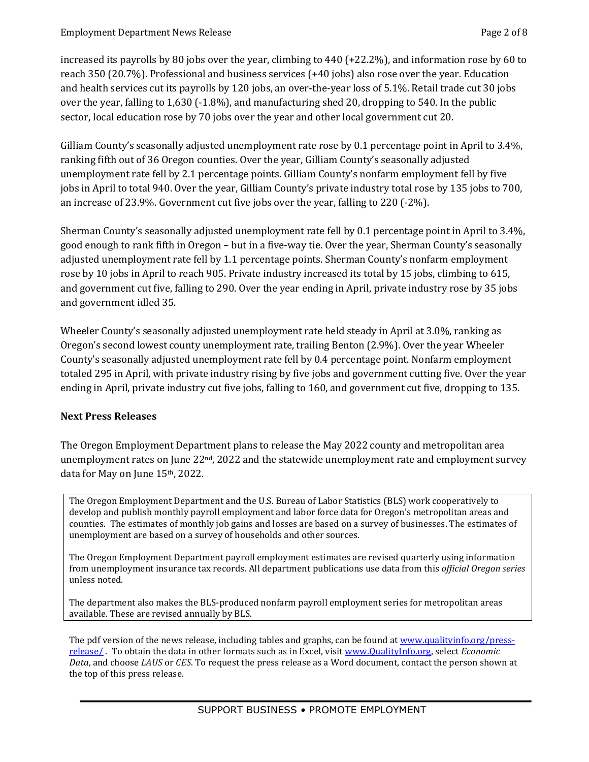increased its payrolls by 80 jobs over the year, climbing to 440 (+22.2%), and information rose by 60 to reach 350 (20.7%). Professional and business services (+40 jobs) also rose over the year. Education and health services cut its payrolls by 120 jobs, an over-the-year loss of 5.1%. Retail trade cut 30 jobs over the year, falling to 1,630 (-1.8%), and manufacturing shed 20, dropping to 540. In the public sector, local education rose by 70 jobs over the year and other local government cut 20.

Gilliam County's seasonally adjusted unemployment rate rose by 0.1 percentage point in April to 3.4%, ranking fifth out of 36 Oregon counties. Over the year, Gilliam County's seasonally adjusted unemployment rate fell by 2.1 percentage points. Gilliam County's nonfarm employment fell by five jobs in April to total 940. Over the year, Gilliam County's private industry total rose by 135 jobs to 700, an increase of 23.9%. Government cut five jobs over the year, falling to 220 (-2%).

Sherman County's seasonally adjusted unemployment rate fell by 0.1 percentage point in April to 3.4%, good enough to rank fifth in Oregon – but in a five-way tie. Over the year, Sherman County's seasonally adjusted unemployment rate fell by 1.1 percentage points. Sherman County's nonfarm employment rose by 10 jobs in April to reach 905. Private industry increased its total by 15 jobs, climbing to 615, and government cut five, falling to 290. Over the year ending in April, private industry rose by 35 jobs and government idled 35.

Wheeler County's seasonally adjusted unemployment rate held steady in April at 3.0%, ranking as Oregon's second lowest county unemployment rate, trailing Benton (2.9%). Over the year Wheeler County's seasonally adjusted unemployment rate fell by 0.4 percentage point. Nonfarm employment totaled 295 in April, with private industry rising by five jobs and government cutting five. Over the year ending in April, private industry cut five jobs, falling to 160, and government cut five, dropping to 135.

**Next Press Releases**

The Oregon Employment Department plans to release the May 2022 county and metropolitan area unemployment rates on June 22nd, 2022 and the statewide unemployment rate and employment survey data for May on June 15th, 2022.

The Oregon Employment Department and the U.S. Bureau of Labor Statistics (BLS) work cooperatively to develop and publish monthly payroll employment and labor force data for Oregon's metropolitan areas and counties. The estimates of monthly job gains and losses are based on a survey of businesses. The estimates of unemployment are based on a survey of households and other sources.

The Oregon Employment Department payroll employment estimates are revised quarterly using information from unemployment insurance tax records. All department publications use data from this *official Oregon series* unless noted.

The department also makes the BLS-produced nonfarm payroll employment series for metropolitan areas available. These are revised annually by BLS.

The pdf version of the news release, including tables and graphs, can be found at www.qualityinfo.org/press-release/ . To obtain the data in other formats such as in Excel, visit www.QualityInfo.org, select *Economic Data*, and choose *LAUS* or *CES*. To request the press release as a Word document, contact the person shown at the top of this press release.

SUPPORT BUSINESS • PROMOTE EMPLOYMENT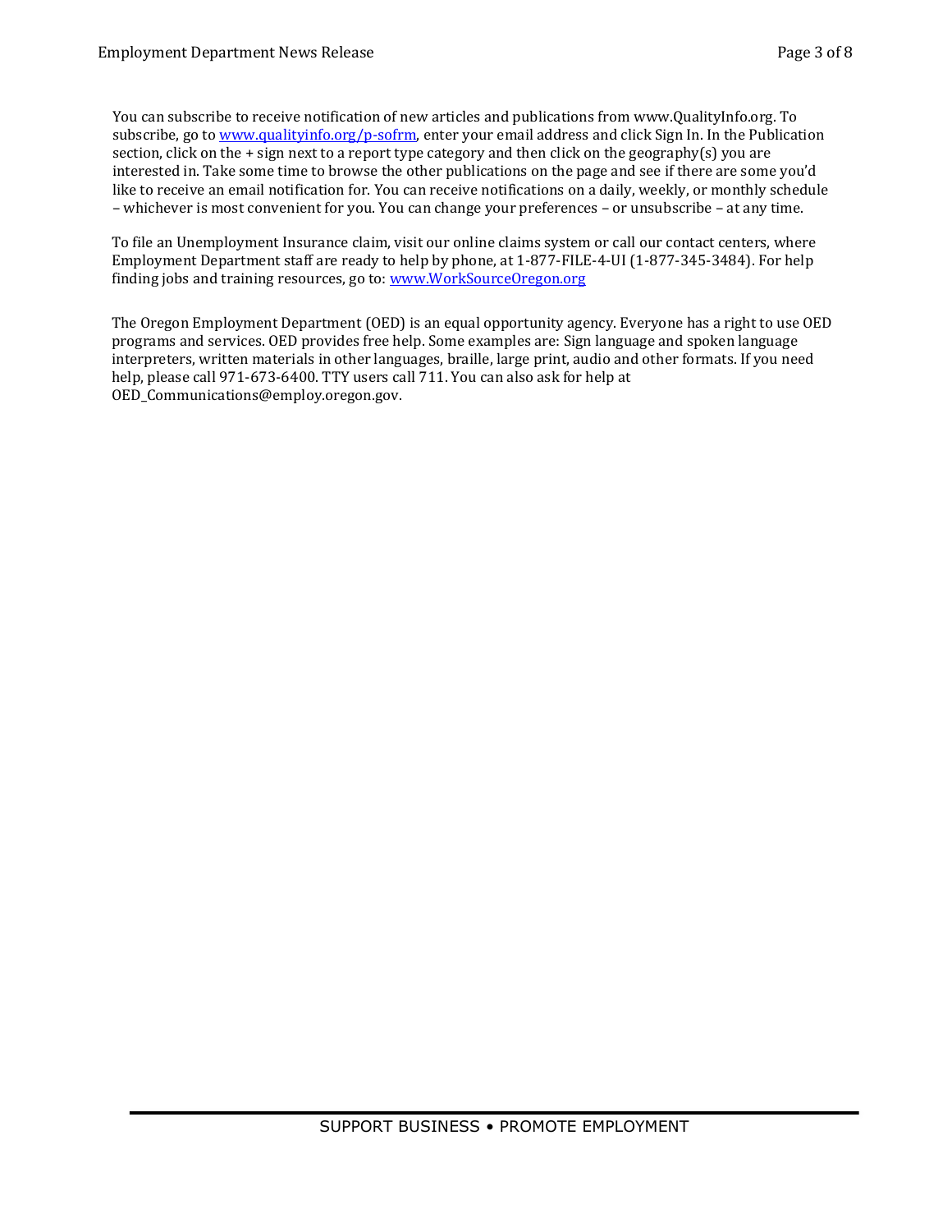You can subscribe to receive notification of new articles and publications from www.QualityInfo.org. To subscribe, go to [www.qualityinfo.org/p-sofrm](www.qualityinfo.org/p-sofrm), enter your email address and click Sign In. In the Publication section, click on the + sign next to a report type category and then click on the geography(s) you are interested in. Take some time to browse the other publications on the page and see if there are some you'd like to receive an email notification for. You can receive notifications on a daily, weekly, or monthly schedule – whichever is most convenient for you. You can change your preferences – or unsubscribe – at any time.

To file an Unemployment Insurance claim, visit our online claims system or call our contact centers, where Employment Department staff are ready to help by phone, at 1-877-FILE-4-UI (1-877-345-3484). For help finding jobs and training resources, go to: [www.WorkSourceOregon.org](www.WorkSourceOregon.org)

The Oregon Employment Department (OED) is an equal opportunity agency. Everyone has a right to use OED programs and services. OED provides free help. Some examples are: Sign language and spoken language interpreters, written materials in other languages, braille, large print, audio and other formats. If you need help, please call 971-673-6400. TTY users call 711. You can also ask for help at OED_Communications@employ.oregon.gov.

SUPPORT BUSINESS • PROMOTE EMPLOYMENT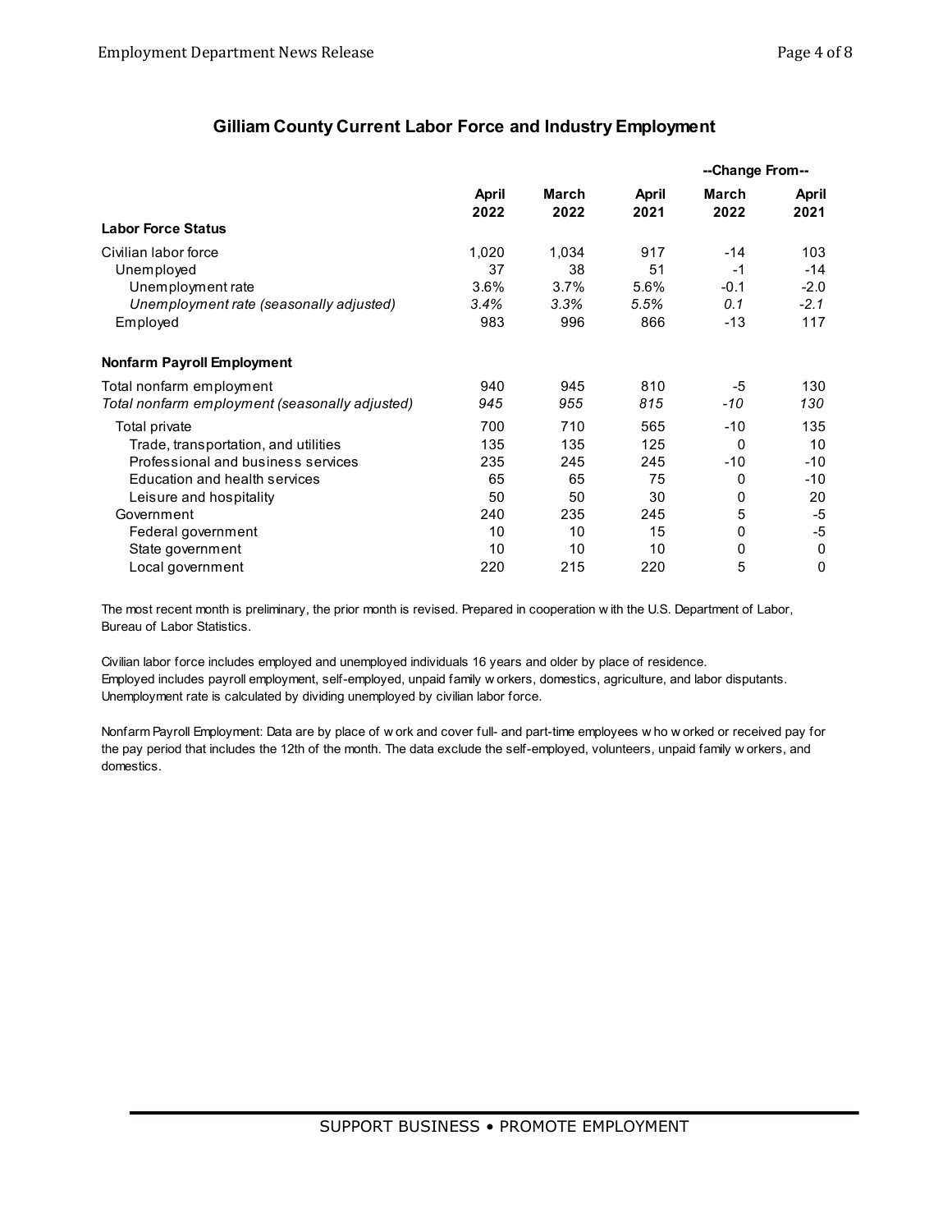## Gilliam County Current Labor Force and Industry Employment

| | April 2022 | March 2022 | April 2021 | Change From March 2022 | Change From April 2021 |
|---|---|---|---|---|---|
| **Labor Force Status** | | | | | |
| Civilian labor force | 1,020 | 1,034 | 917 | -14 | 103 |
| Unemployed | 37 | 38 | 51 | -1 | -14 |
| Unemployment rate | 3.6% | 3.7% | 5.6% | -0.1 | -2.0 |
| *Unemployment rate (seasonally adjusted)* | *3.4%* | *3.3%* | *5.5%* | *0.1* | *-2.1* |
| Employed | 983 | 996 | 866 | -13 | 117 |
| **Nonfarm Payroll Employment** | | | | | |
| Total nonfarm employment | 940 | 945 | 810 | -5 | 130 |
| *Total nonfarm employment (seasonally adjusted)* | *945* | *955* | *815* | *-10* | *130* |
| Total private | 700 | 710 | 565 | -10 | 135 |
| Trade, transportation, and utilities | 135 | 135 | 125 | 0 | 10 |
| Professional and business services | 235 | 245 | 245 | -10 | -10 |
| Education and health services | 65 | 65 | 75 | 0 | -10 |
| Leisure and hospitality | 50 | 50 | 30 | 0 | 20 |
| Government | 240 | 235 | 245 | 5 | -5 |
| Federal government | 10 | 10 | 15 | 0 | -5 |
| State government | 10 | 10 | 10 | 0 | 0 |
| Local government | 220 | 215 | 220 | 5 | 0 |

The most recent month is preliminary, the prior month is revised. Prepared in cooperation with the U.S. Department of Labor, Bureau of Labor Statistics.

Civilian labor force includes employed and unemployed individuals 16 years and older by place of residence.
Employed includes payroll employment, self-employed, unpaid family workers, domestics, agriculture, and labor disputants.
Unemployment rate is calculated by dividing unemployed by civilian labor force.

Nonfarm Payroll Employment: Data are by place of work and cover full- and part-time employees who worked or received pay for the pay period that includes the 12th of the month. The data exclude the self-employed, volunteers, unpaid family workers, and domestics.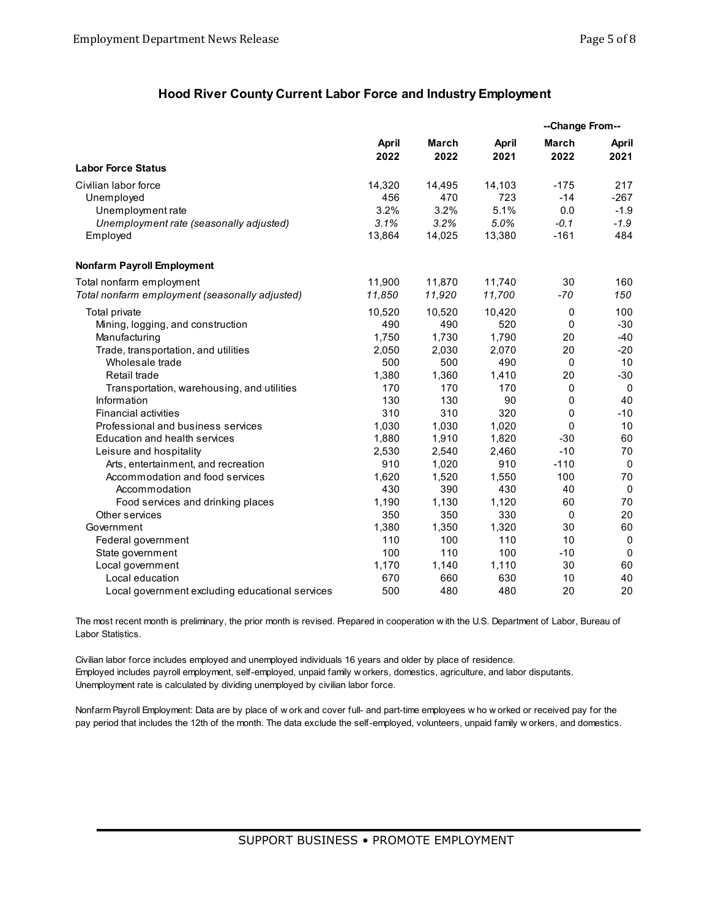## Hood River County Current Labor Force and Industry Employment

| | April 2022 | March 2022 | April 2021 | Change From March 2022 | Change From April 2021 |
|---|---|---|---|---|---|
| **Labor Force Status** | | | | | |
| Civilian labor force | 14,320 | 14,495 | 14,103 | -175 | 217 |
| Unemployed | 456 | 470 | 723 | -14 | -267 |
| Unemployment rate | 3.2% | 3.2% | 5.1% | 0.0 | -1.9 |
| *Unemployment rate (seasonally adjusted)* | *3.1%* | *3.2%* | *5.0%* | *-0.1* | *-1.9* |
| Employed | 13,864 | 14,025 | 13,380 | -161 | 484 |
| **Nonfarm Payroll Employment** | | | | | |
| Total nonfarm employment | 11,900 | 11,870 | 11,740 | 30 | 160 |
| *Total nonfarm employment (seasonally adjusted)* | *11,850* | *11,920* | *11,700* | *-70* | *150* |
| Total private | 10,520 | 10,520 | 10,420 | 0 | 100 |
| Mining, logging, and construction | 490 | 490 | 520 | 0 | -30 |
| Manufacturing | 1,750 | 1,730 | 1,790 | 20 | -40 |
| Trade, transportation, and utilities | 2,050 | 2,030 | 2,070 | 20 | -20 |
| Wholesale trade | 500 | 500 | 490 | 0 | 10 |
| Retail trade | 1,380 | 1,360 | 1,410 | 20 | -30 |
| Transportation, warehousing, and utilities | 170 | 170 | 170 | 0 | 0 |
| Information | 130 | 130 | 90 | 0 | 40 |
| Financial activities | 310 | 310 | 320 | 0 | -10 |
| Professional and business services | 1,030 | 1,030 | 1,020 | 0 | 10 |
| Education and health services | 1,880 | 1,910 | 1,820 | -30 | 60 |
| Leisure and hospitality | 2,530 | 2,540 | 2,460 | -10 | 70 |
| Arts, entertainment, and recreation | 910 | 1,020 | 910 | -110 | 0 |
| Accommodation and food services | 1,620 | 1,520 | 1,550 | 100 | 70 |
| Accommodation | 430 | 390 | 430 | 40 | 0 |
| Food services and drinking places | 1,190 | 1,130 | 1,120 | 60 | 70 |
| Other services | 350 | 350 | 330 | 0 | 20 |
| Government | 1,380 | 1,350 | 1,320 | 30 | 60 |
| Federal government | 110 | 100 | 110 | 10 | 0 |
| State government | 100 | 110 | 100 | -10 | 0 |
| Local government | 1,170 | 1,140 | 1,110 | 30 | 60 |
| Local education | 670 | 660 | 630 | 10 | 40 |
| Local government excluding educational services | 500 | 480 | 480 | 20 | 20 |

The most recent month is preliminary, the prior month is revised. Prepared in cooperation with the U.S. Department of Labor, Bureau of Labor Statistics.

Civilian labor force includes employed and unemployed individuals 16 years and older by place of residence.
Employed includes payroll employment, self-employed, unpaid family workers, domestics, agriculture, and labor disputants.
Unemployment rate is calculated by dividing unemployed by civilian labor force.

Nonfarm Payroll Employment: Data are by place of work and cover full- and part-time employees who worked or received pay for the pay period that includes the 12th of the month. The data exclude the self-employed, volunteers, unpaid family workers, and domestics.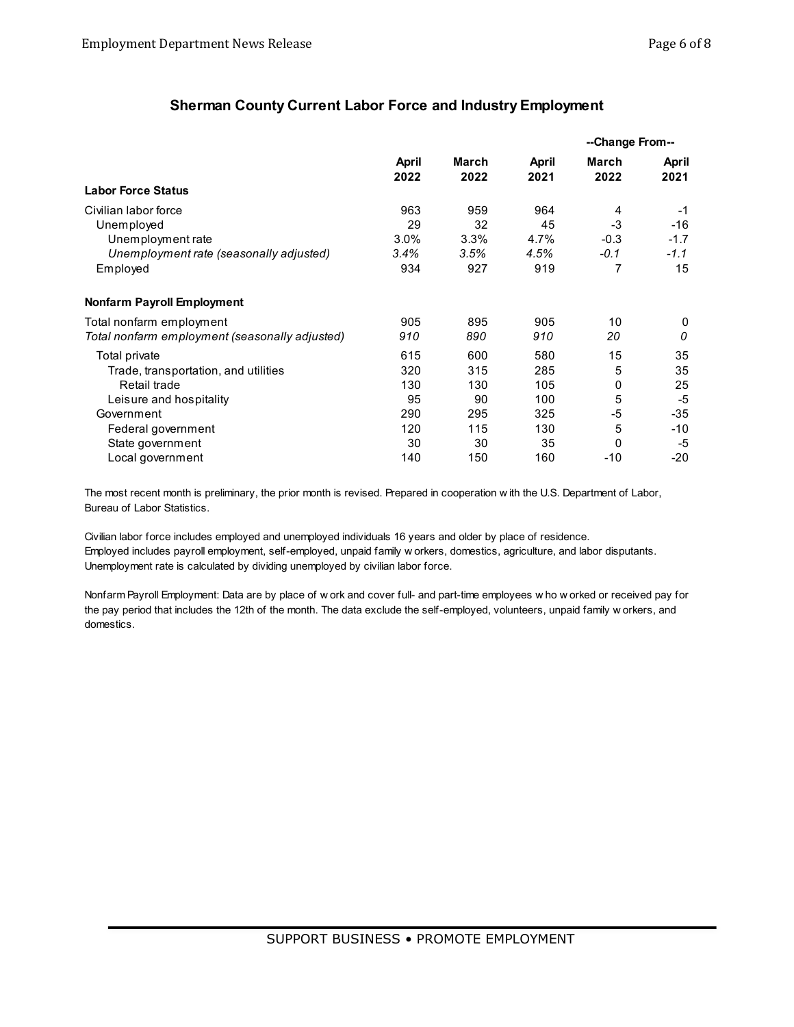## Sherman County Current Labor Force and Industry Employment

| | April 2022 | March 2022 | April 2021 | --Change From-- March 2022 | --Change From-- April 2021 |
|---|---|---|---|---|---|
| **Labor Force Status** | | | | | |
| Civilian labor force | 963 | 959 | 964 | 4 | -1 |
| Unemployed | 29 | 32 | 45 | -3 | -16 |
| Unemployment rate | 3.0% | 3.3% | 4.7% | -0.3 | -1.7 |
| *Unemployment rate (seasonally adjusted)* | *3.4%* | *3.5%* | *4.5%* | *-0.1* | *-1.1* |
| Employed | 934 | 927 | 919 | 7 | 15 |
| **Nonfarm Payroll Employment** | | | | | |
| Total nonfarm employment | 905 | 895 | 905 | 10 | 0 |
| *Total nonfarm employment (seasonally adjusted)* | *910* | *890* | *910* | *20* | *0* |
| Total private | 615 | 600 | 580 | 15 | 35 |
| Trade, transportation, and utilities | 320 | 315 | 285 | 5 | 35 |
| Retail trade | 130 | 130 | 105 | 0 | 25 |
| Leisure and hospitality | 95 | 90 | 100 | 5 | -5 |
| Government | 290 | 295 | 325 | -5 | -35 |
| Federal government | 120 | 115 | 130 | 5 | -10 |
| State government | 30 | 30 | 35 | 0 | -5 |
| Local government | 140 | 150 | 160 | -10 | -20 |

The most recent month is preliminary, the prior month is revised. Prepared in cooperation with the U.S. Department of Labor, Bureau of Labor Statistics.

Civilian labor force includes employed and unemployed individuals 16 years and older by place of residence.
Employed includes payroll employment, self-employed, unpaid family workers, domestics, agriculture, and labor disputants.
Unemployment rate is calculated by dividing unemployed by civilian labor force.

Nonfarm Payroll Employment: Data are by place of work and cover full- and part-time employees who worked or received pay for the pay period that includes the 12th of the month. The data exclude the self-employed, volunteers, unpaid family workers, and domestics.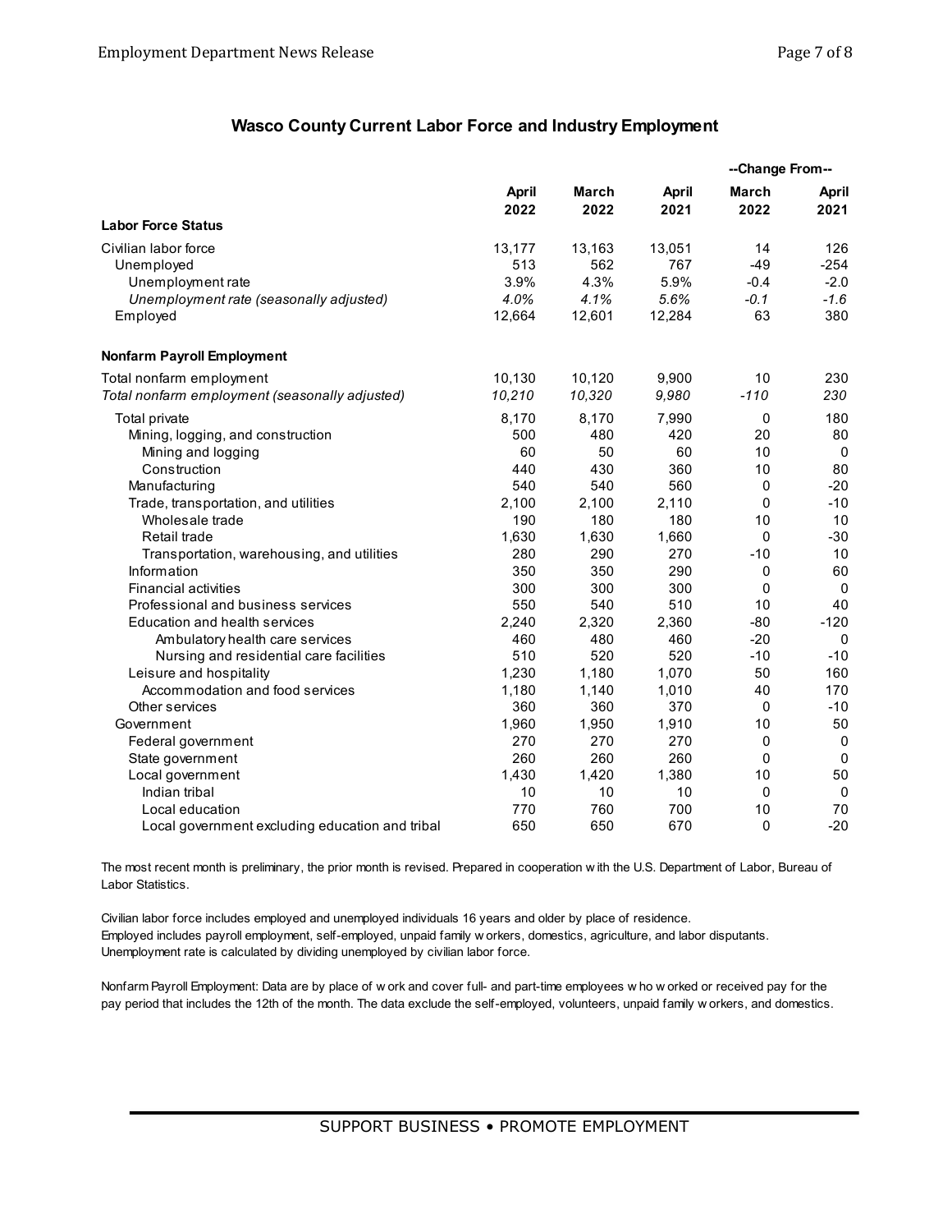## Wasco County Current Labor Force and Industry Employment

| | April 2022 | March 2022 | April 2021 | Change From March 2022 | Change From April 2021 |
|---|---|---|---|---|---|
| **Labor Force Status** | | | | | |
| Civilian labor force | 13,177 | 13,163 | 13,051 | 14 | 126 |
| Unemployed | 513 | 562 | 767 | -49 | -254 |
| Unemployment rate | 3.9% | 4.3% | 5.9% | -0.4 | -2.0 |
| *Unemployment rate (seasonally adjusted)* | *4.0%* | *4.1%* | *5.6%* | *-0.1* | *-1.6* |
| Employed | 12,664 | 12,601 | 12,284 | 63 | 380 |
| **Nonfarm Payroll Employment** | | | | | |
| Total nonfarm employment | 10,130 | 10,120 | 9,900 | 10 | 230 |
| *Total nonfarm employment (seasonally adjusted)* | *10,210* | *10,320* | *9,980* | *-110* | *230* |
| Total private | 8,170 | 8,170 | 7,990 | 0 | 180 |
| Mining, logging, and construction | 500 | 480 | 420 | 20 | 80 |
| Mining and logging | 60 | 50 | 60 | 10 | 0 |
| Construction | 440 | 430 | 360 | 10 | 80 |
| Manufacturing | 540 | 540 | 560 | 0 | -20 |
| Trade, transportation, and utilities | 2,100 | 2,100 | 2,110 | 0 | -10 |
| Wholesale trade | 190 | 180 | 180 | 10 | 10 |
| Retail trade | 1,630 | 1,630 | 1,660 | 0 | -30 |
| Transportation, warehousing, and utilities | 280 | 290 | 270 | -10 | 10 |
| Information | 350 | 350 | 290 | 0 | 60 |
| Financial activities | 300 | 300 | 300 | 0 | 0 |
| Professional and business services | 550 | 540 | 510 | 10 | 40 |
| Education and health services | 2,240 | 2,320 | 2,360 | -80 | -120 |
| Ambulatory health care services | 460 | 480 | 460 | -20 | 0 |
| Nursing and residential care facilities | 510 | 520 | 520 | -10 | -10 |
| Leisure and hospitality | 1,230 | 1,180 | 1,070 | 50 | 160 |
| Accommodation and food services | 1,180 | 1,140 | 1,010 | 40 | 170 |
| Other services | 360 | 360 | 370 | 0 | -10 |
| Government | 1,960 | 1,950 | 1,910 | 10 | 50 |
| Federal government | 270 | 270 | 270 | 0 | 0 |
| State government | 260 | 260 | 260 | 0 | 0 |
| Local government | 1,430 | 1,420 | 1,380 | 10 | 50 |
| Indian tribal | 10 | 10 | 10 | 0 | 0 |
| Local education | 770 | 760 | 700 | 10 | 70 |
| Local government excluding education and tribal | 650 | 650 | 670 | 0 | -20 |

The most recent month is preliminary, the prior month is revised. Prepared in cooperation with the U.S. Department of Labor, Bureau of Labor Statistics.

Civilian labor force includes employed and unemployed individuals 16 years and older by place of residence.
Employed includes payroll employment, self-employed, unpaid family workers, domestics, agriculture, and labor disputants.
Unemployment rate is calculated by dividing unemployed by civilian labor force.

Nonfarm Payroll Employment: Data are by place of work and cover full- and part-time employees who worked or received pay for the pay period that includes the 12th of the month. The data exclude the self-employed, volunteers, unpaid family workers, and domestics.

SUPPORT BUSINESS • PROMOTE EMPLOYMENT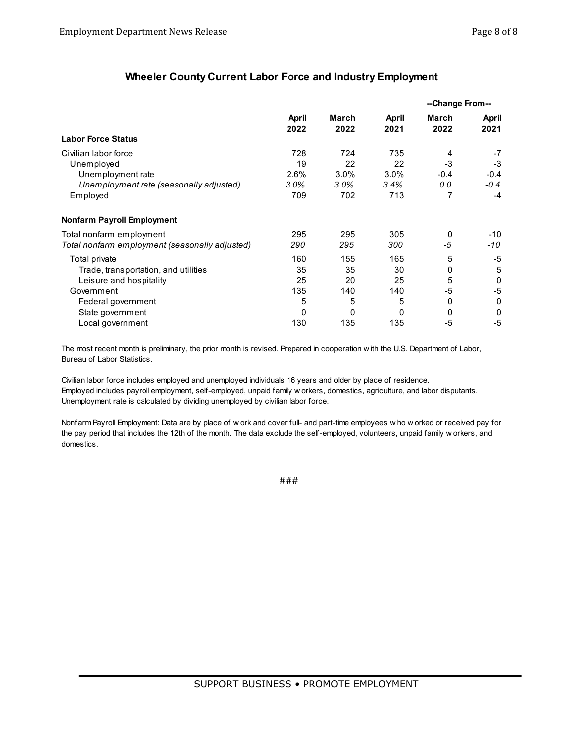## Wheeler County Current Labor Force and Industry Employment

| | April 2022 | March 2022 | April 2021 | --Change From-- March 2022 | April 2021 |
|---|---|---|---|---|---|
| **Labor Force Status** | | | | | |
| Civilian labor force | 728 | 724 | 735 | 4 | -7 |
| Unemployed | 19 | 22 | 22 | -3 | -3 |
| Unemployment rate | 2.6% | 3.0% | 3.0% | -0.4 | -0.4 |
| *Unemployment rate (seasonally adjusted)* | *3.0%* | *3.0%* | *3.4%* | *0.0* | *-0.4* |
| Employed | 709 | 702 | 713 | 7 | -4 |
| **Nonfarm Payroll Employment** | | | | | |
| Total nonfarm employment | 295 | 295 | 305 | 0 | -10 |
| *Total nonfarm employment (seasonally adjusted)* | *290* | *295* | *300* | *-5* | *-10* |
| Total private | 160 | 155 | 165 | 5 | -5 |
| Trade, transportation, and utilities | 35 | 35 | 30 | 0 | 5 |
| Leisure and hospitality | 25 | 20 | 25 | 5 | 0 |
| Government | 135 | 140 | 140 | -5 | -5 |
| Federal government | 5 | 5 | 5 | 0 | 0 |
| State government | 0 | 0 | 0 | 0 | 0 |
| Local government | 130 | 135 | 135 | -5 | -5 |

The most recent month is preliminary, the prior month is revised. Prepared in cooperation with the U.S. Department of Labor, Bureau of Labor Statistics.

Civilian labor force includes employed and unemployed individuals 16 years and older by place of residence.
Employed includes payroll employment, self-employed, unpaid family workers, domestics, agriculture, and labor disputants.
Unemployment rate is calculated by dividing unemployed by civilian labor force.

Nonfarm Payroll Employment: Data are by place of work and cover full- and part-time employees who worked or received pay for the pay period that includes the 12th of the month. The data exclude the self-employed, volunteers, unpaid family workers, and domestics.

###